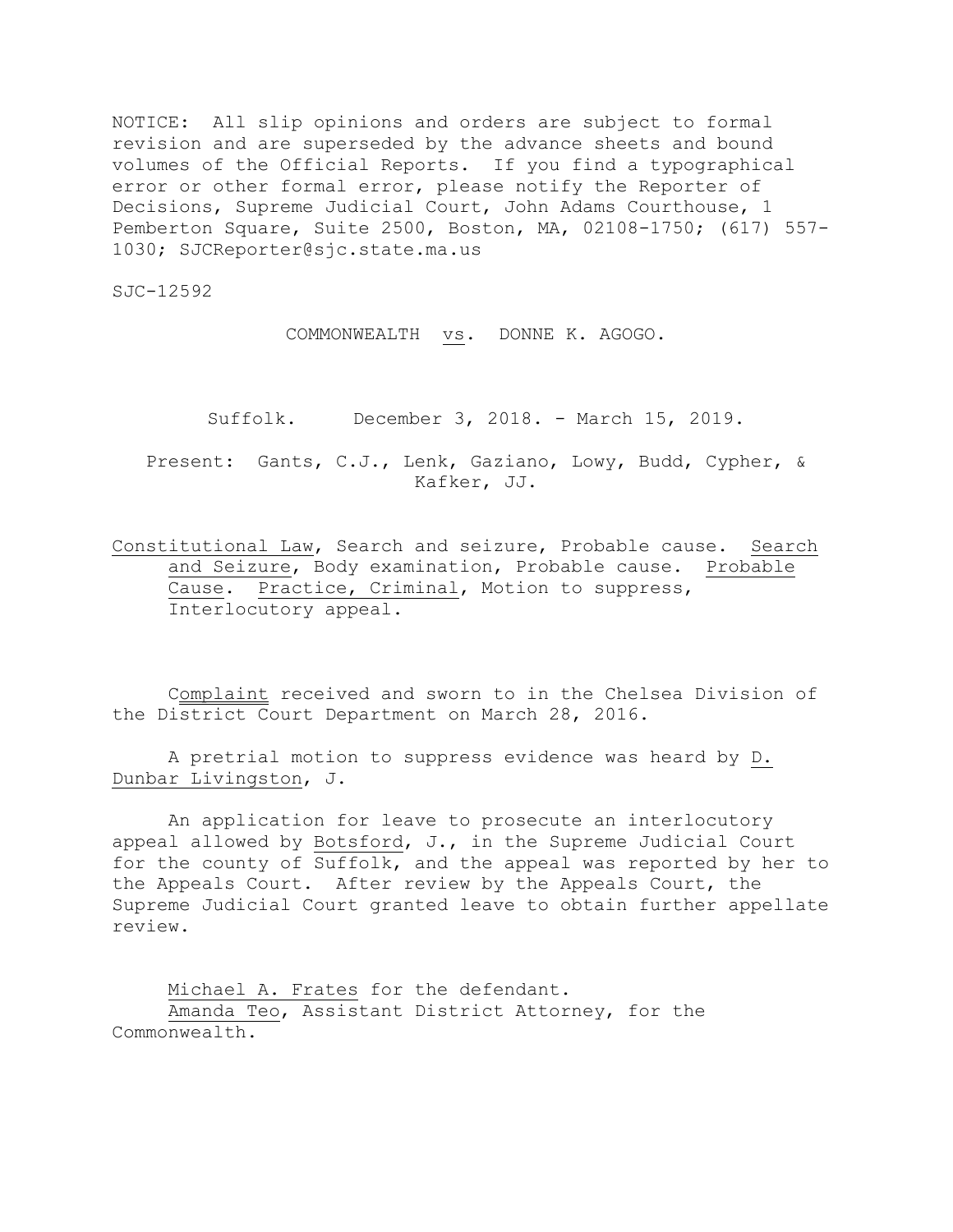NOTICE: All slip opinions and orders are subject to formal revision and are superseded by the advance sheets and bound volumes of the Official Reports. If you find a typographical error or other formal error, please notify the Reporter of Decisions, Supreme Judicial Court, John Adams Courthouse, 1 Pemberton Square, Suite 2500, Boston, MA, 02108-1750; (617) 557-1030; SJCReporter@sjc.state.ma.us

SJC-12592

COMMONWEALTH vs. DONNE K. AGOGO.

Suffolk. December 3, 2018. - March 15, 2019.

Present: Gants, C.J., Lenk, Gaziano, Lowy, Budd, Cypher, & Kafker, JJ.

Constitutional Law, Search and seizure, Probable cause. Search and Seizure, Body examination, Probable cause. Probable Cause. Practice, Criminal, Motion to suppress, Interlocutory appeal.

Complaint received and sworn to in the Chelsea Division of the District Court Department on March 28, 2016.

A pretrial motion to suppress evidence was heard by D. Dunbar Livingston, J.

An application for leave to prosecute an interlocutory appeal allowed by Botsford, J., in the Supreme Judicial Court for the county of Suffolk, and the appeal was reported by her to the Appeals Court. After review by the Appeals Court, the Supreme Judicial Court granted leave to obtain further appellate review.

Michael A. Frates for the defendant.
Amanda Teo, Assistant District Attorney, for the Commonwealth.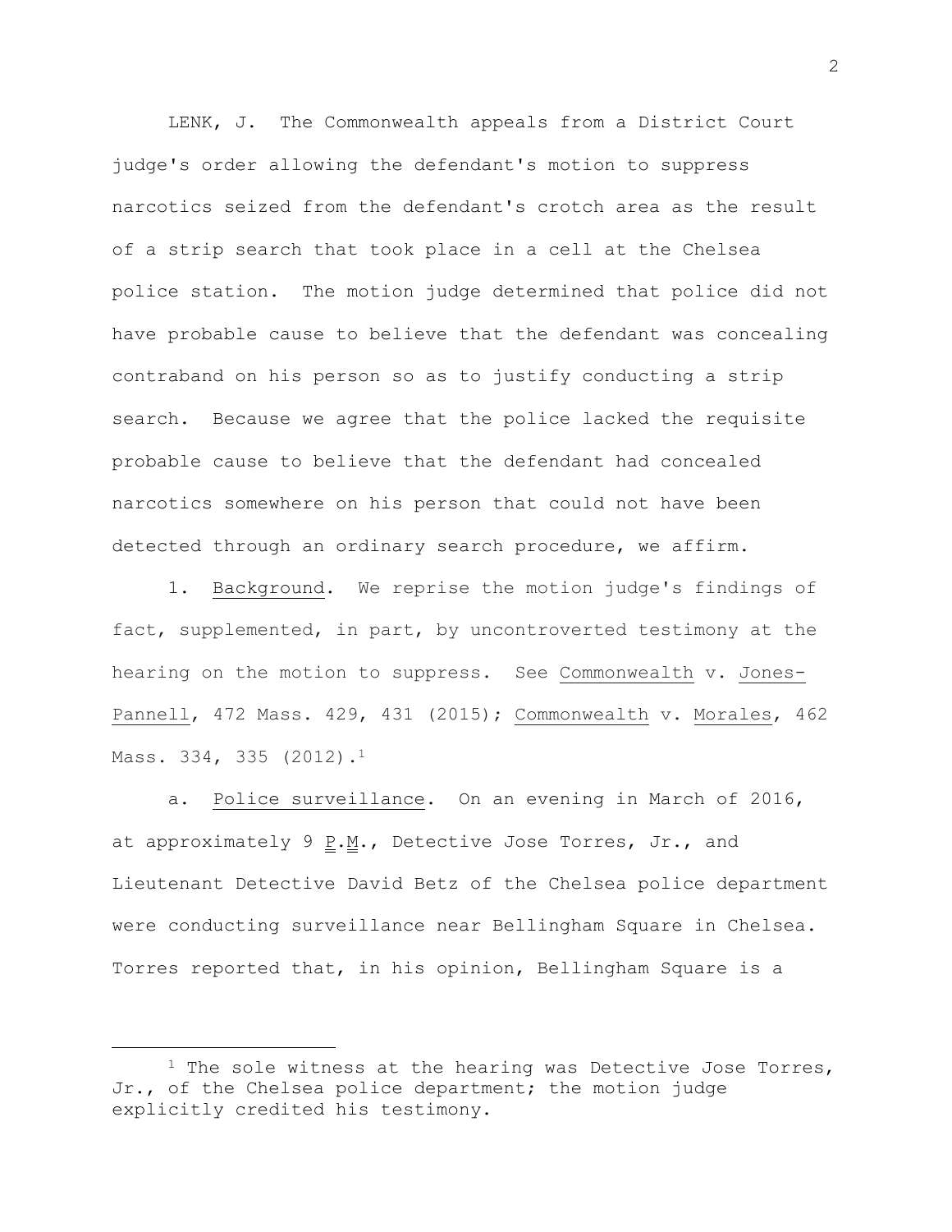LENK, J. The Commonwealth appeals from a District Court judge's order allowing the defendant's motion to suppress narcotics seized from the defendant's crotch area as the result of a strip search that took place in a cell at the Chelsea police station. The motion judge determined that police did not have probable cause to believe that the defendant was concealing contraband on his person so as to justify conducting a strip search. Because we agree that the police lacked the requisite probable cause to believe that the defendant had concealed narcotics somewhere on his person that could not have been detected through an ordinary search procedure, we affirm.

1. Background. We reprise the motion judge's findings of fact, supplemented, in part, by uncontroverted testimony at the hearing on the motion to suppress. See Commonwealth v. Jones-Pannell, 472 Mass. 429, 431 (2015); Commonwealth v. Morales, 462 Mass. 334, 335 (2012).[1]

a. Police surveillance. On an evening in March of 2016, at approximately 9 P.M., Detective Jose Torres, Jr., and Lieutenant Detective David Betz of the Chelsea police department were conducting surveillance near Bellingham Square in Chelsea. Torres reported that, in his opinion, Bellingham Square is a

[1] The sole witness at the hearing was Detective Jose Torres, Jr., of the Chelsea police department; the motion judge explicitly credited his testimony.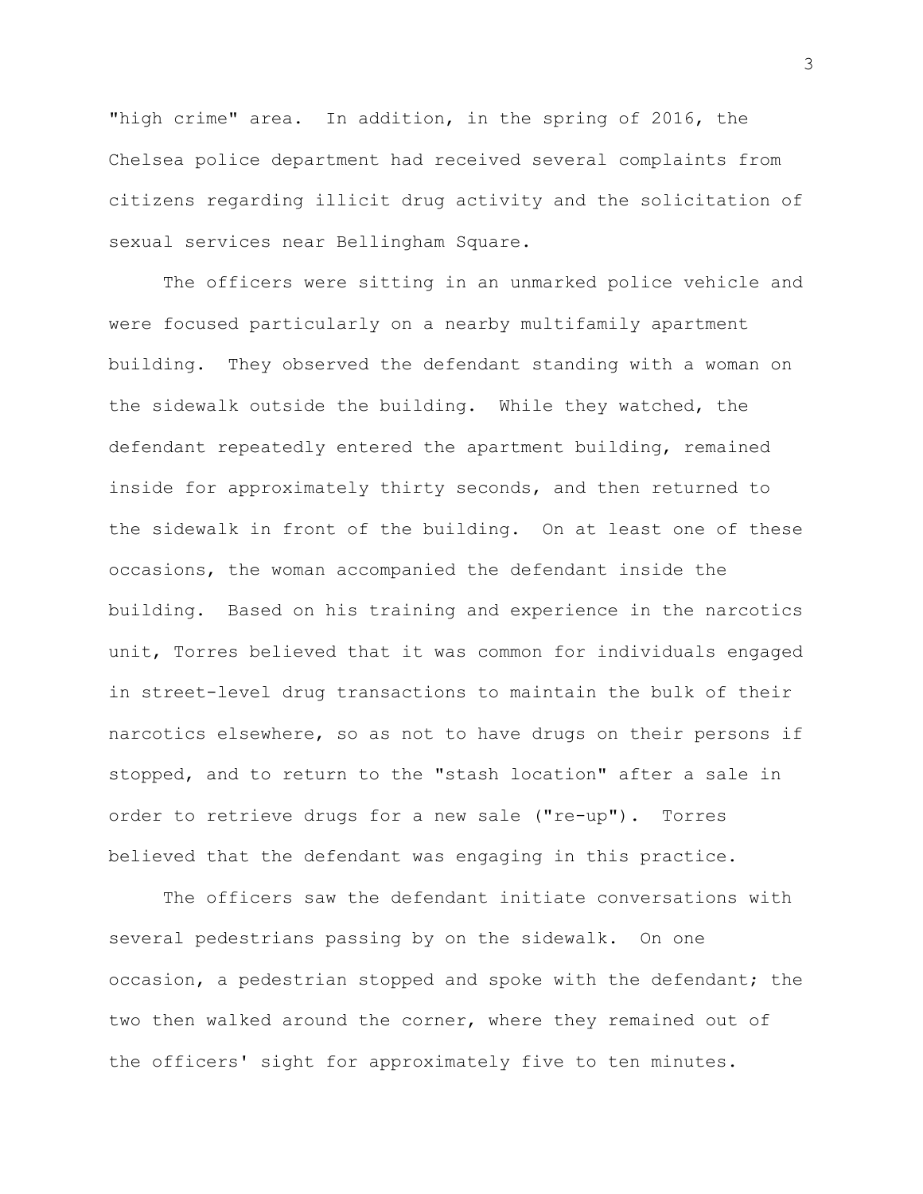"high crime" area. In addition, in the spring of 2016, the Chelsea police department had received several complaints from citizens regarding illicit drug activity and the solicitation of sexual services near Bellingham Square.

The officers were sitting in an unmarked police vehicle and were focused particularly on a nearby multifamily apartment building. They observed the defendant standing with a woman on the sidewalk outside the building. While they watched, the defendant repeatedly entered the apartment building, remained inside for approximately thirty seconds, and then returned to the sidewalk in front of the building. On at least one of these occasions, the woman accompanied the defendant inside the building. Based on his training and experience in the narcotics unit, Torres believed that it was common for individuals engaged in street-level drug transactions to maintain the bulk of their narcotics elsewhere, so as not to have drugs on their persons if stopped, and to return to the "stash location" after a sale in order to retrieve drugs for a new sale ("re-up"). Torres believed that the defendant was engaging in this practice.

The officers saw the defendant initiate conversations with several pedestrians passing by on the sidewalk. On one occasion, a pedestrian stopped and spoke with the defendant; the two then walked around the corner, where they remained out of the officers' sight for approximately five to ten minutes.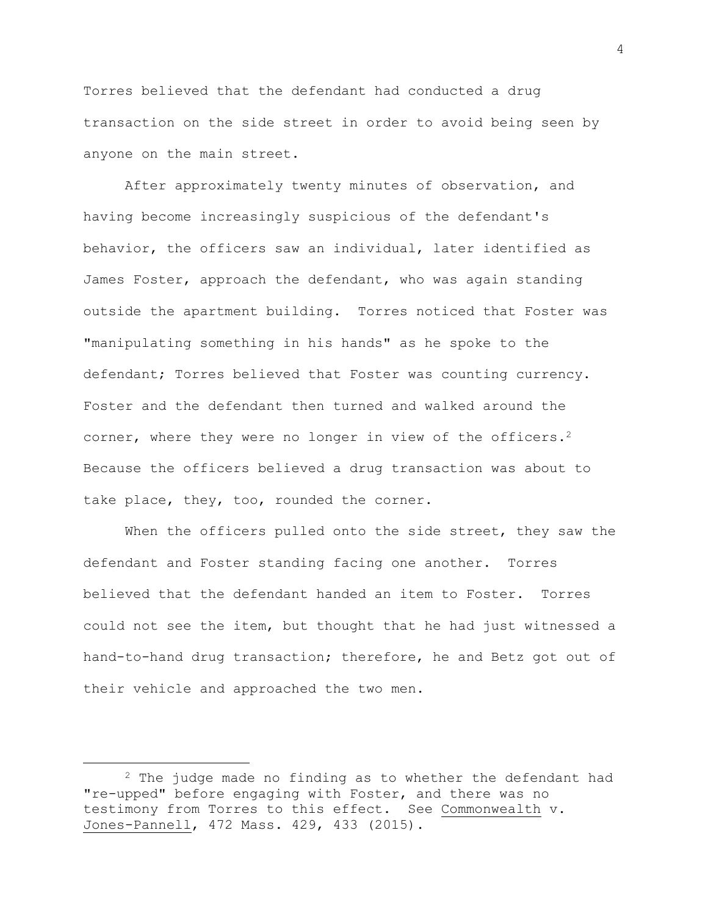Torres believed that the defendant had conducted a drug transaction on the side street in order to avoid being seen by anyone on the main street.

After approximately twenty minutes of observation, and having become increasingly suspicious of the defendant's behavior, the officers saw an individual, later identified as James Foster, approach the defendant, who was again standing outside the apartment building. Torres noticed that Foster was "manipulating something in his hands" as he spoke to the defendant; Torres believed that Foster was counting currency. Foster and the defendant then turned and walked around the corner, where they were no longer in view of the officers.[2] Because the officers believed a drug transaction was about to take place, they, too, rounded the corner.

When the officers pulled onto the side street, they saw the defendant and Foster standing facing one another. Torres believed that the defendant handed an item to Foster. Torres could not see the item, but thought that he had just witnessed a hand-to-hand drug transaction; therefore, he and Betz got out of their vehicle and approached the two men.

---

[2] The judge made no finding as to whether the defendant had "re-upped" before engaging with Foster, and there was no testimony from Torres to this effect. See Commonwealth v. Jones-Pannell, 472 Mass. 429, 433 (2015).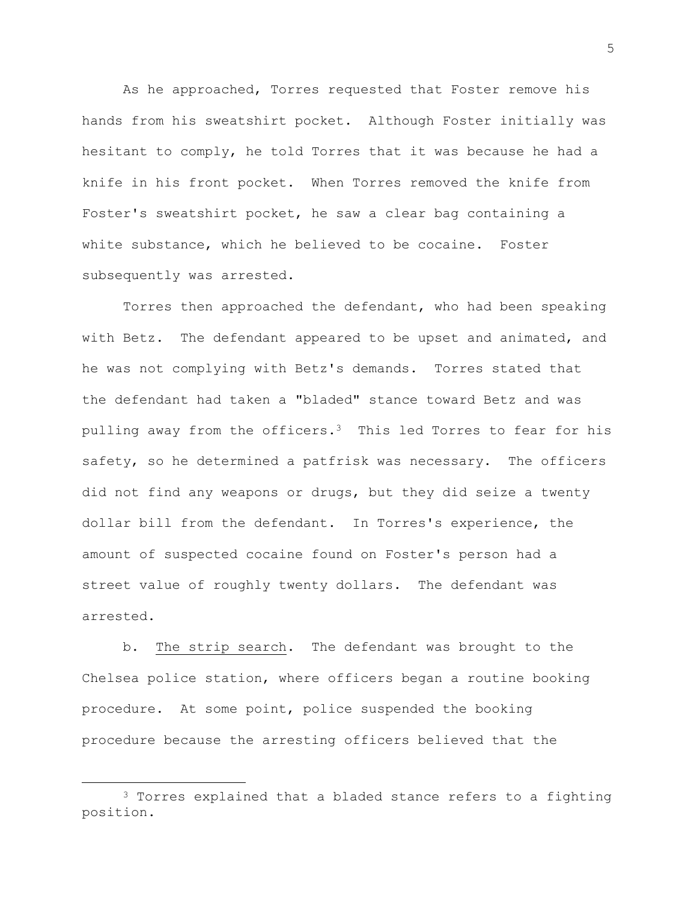As he approached, Torres requested that Foster remove his hands from his sweatshirt pocket. Although Foster initially was hesitant to comply, he told Torres that it was because he had a knife in his front pocket. When Torres removed the knife from Foster's sweatshirt pocket, he saw a clear bag containing a white substance, which he believed to be cocaine. Foster subsequently was arrested.

Torres then approached the defendant, who had been speaking with Betz. The defendant appeared to be upset and animated, and he was not complying with Betz's demands. Torres stated that the defendant had taken a "bladed" stance toward Betz and was pulling away from the officers.[3] This led Torres to fear for his safety, so he determined a patfrisk was necessary. The officers did not find any weapons or drugs, but they did seize a twenty dollar bill from the defendant. In Torres's experience, the amount of suspected cocaine found on Foster's person had a street value of roughly twenty dollars. The defendant was arrested.

b. <u>The strip search</u>. The defendant was brought to the Chelsea police station, where officers began a routine booking procedure. At some point, police suspended the booking procedure because the arresting officers believed that the

---

[3] Torres explained that a bladed stance refers to a fighting position.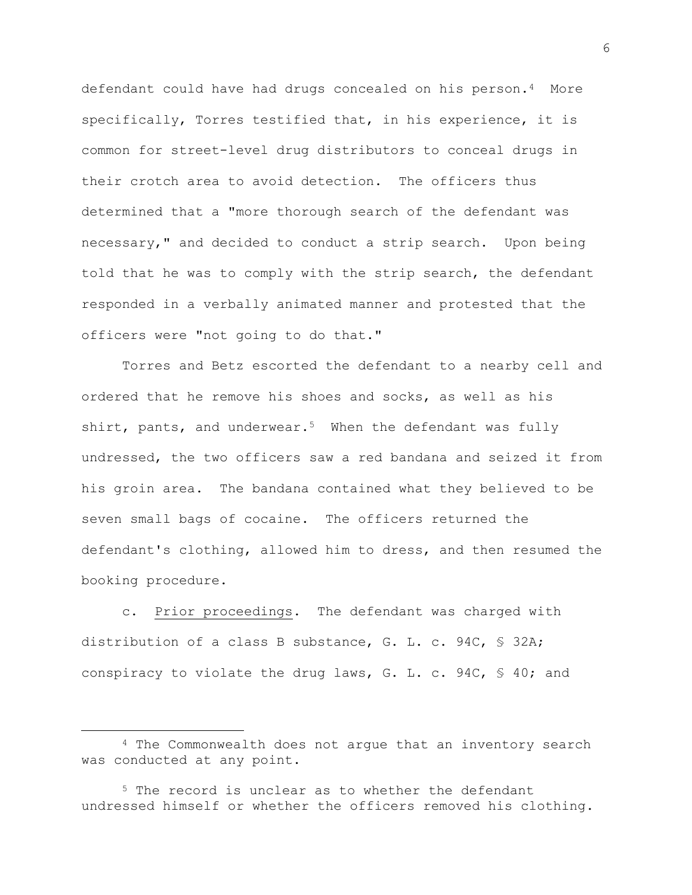defendant could have had drugs concealed on his person.[4] More specifically, Torres testified that, in his experience, it is common for street-level drug distributors to conceal drugs in their crotch area to avoid detection. The officers thus determined that a "more thorough search of the defendant was necessary," and decided to conduct a strip search. Upon being told that he was to comply with the strip search, the defendant responded in a verbally animated manner and protested that the officers were "not going to do that."

Torres and Betz escorted the defendant to a nearby cell and ordered that he remove his shoes and socks, as well as his shirt, pants, and underwear.[5] When the defendant was fully undressed, the two officers saw a red bandana and seized it from his groin area. The bandana contained what they believed to be seven small bags of cocaine. The officers returned the defendant's clothing, allowed him to dress, and then resumed the booking procedure.

c. Prior proceedings. The defendant was charged with distribution of a class B substance, G. L. c. 94C, § 32A; conspiracy to violate the drug laws, G. L. c. 94C, § 40; and

---

[4] The Commonwealth does not argue that an inventory search was conducted at any point.

[5] The record is unclear as to whether the defendant undressed himself or whether the officers removed his clothing.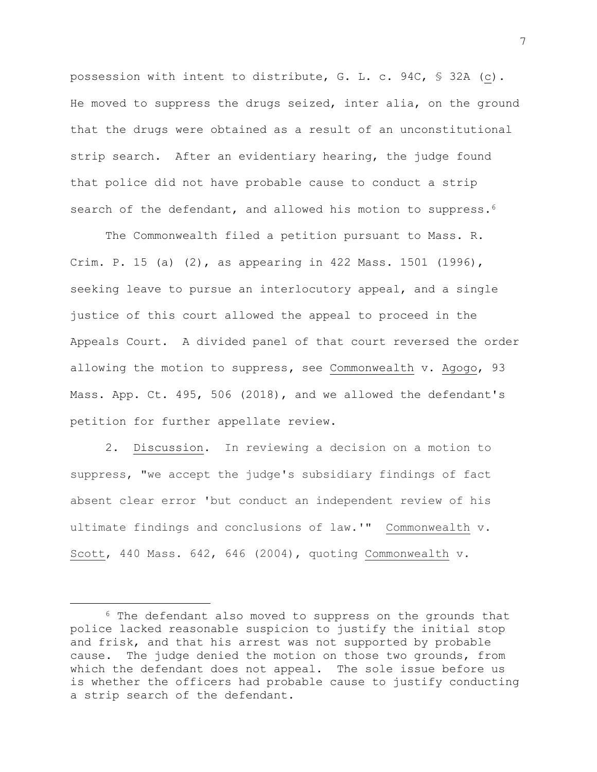possession with intent to distribute, G. L. c. 94C, § 32A (c). He moved to suppress the drugs seized, inter alia, on the ground that the drugs were obtained as a result of an unconstitutional strip search. After an evidentiary hearing, the judge found that police did not have probable cause to conduct a strip search of the defendant, and allowed his motion to suppress.[6]

The Commonwealth filed a petition pursuant to Mass. R. Crim. P. 15 (a) (2), as appearing in 422 Mass. 1501 (1996), seeking leave to pursue an interlocutory appeal, and a single justice of this court allowed the appeal to proceed in the Appeals Court. A divided panel of that court reversed the order allowing the motion to suppress, see Commonwealth v. Agogo, 93 Mass. App. Ct. 495, 506 (2018), and we allowed the defendant's petition for further appellate review.

2. Discussion. In reviewing a decision on a motion to suppress, "we accept the judge's subsidiary findings of fact absent clear error 'but conduct an independent review of his ultimate findings and conclusions of law.'" Commonwealth v. Scott, 440 Mass. 642, 646 (2004), quoting Commonwealth v.

---

[6] The defendant also moved to suppress on the grounds that police lacked reasonable suspicion to justify the initial stop and frisk, and that his arrest was not supported by probable cause. The judge denied the motion on those two grounds, from which the defendant does not appeal. The sole issue before us is whether the officers had probable cause to justify conducting a strip search of the defendant.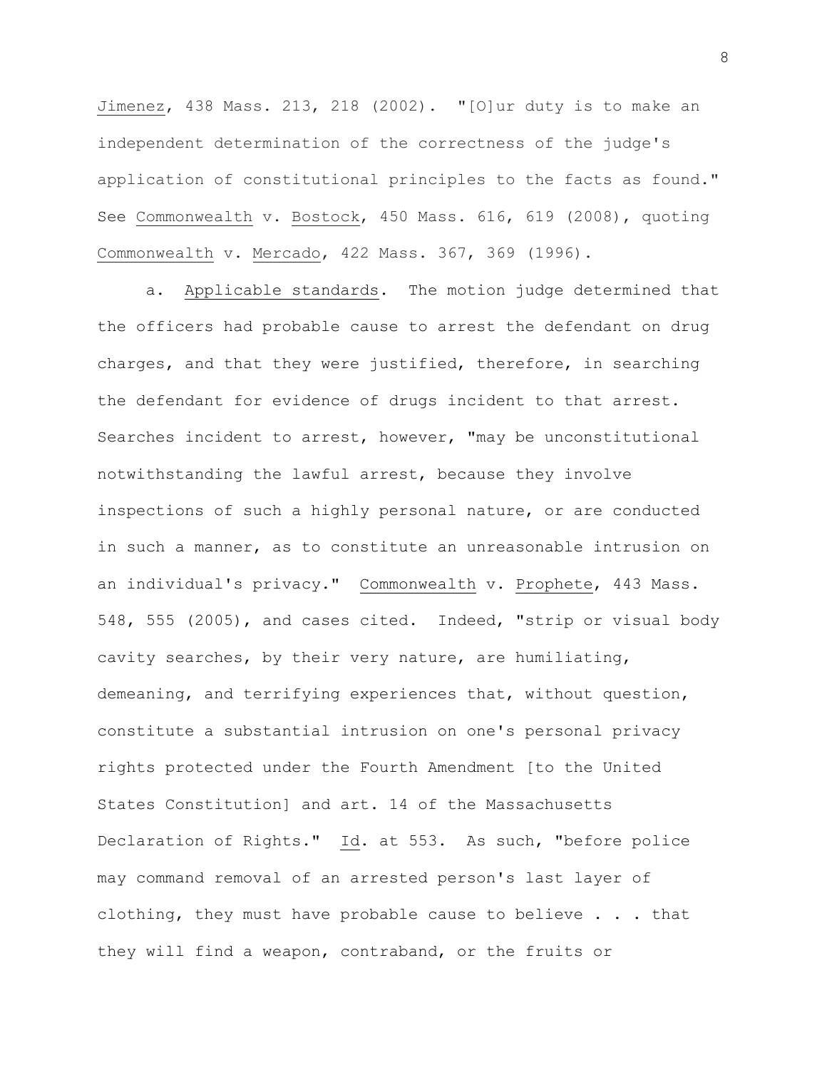Jimenez, 438 Mass. 213, 218 (2002). "[O]ur duty is to make an independent determination of the correctness of the judge's application of constitutional principles to the facts as found." See Commonwealth v. Bostock, 450 Mass. 616, 619 (2008), quoting Commonwealth v. Mercado, 422 Mass. 367, 369 (1996).

a. Applicable standards. The motion judge determined that the officers had probable cause to arrest the defendant on drug charges, and that they were justified, therefore, in searching the defendant for evidence of drugs incident to that arrest. Searches incident to arrest, however, "may be unconstitutional notwithstanding the lawful arrest, because they involve inspections of such a highly personal nature, or are conducted in such a manner, as to constitute an unreasonable intrusion on an individual's privacy." Commonwealth v. Prophete, 443 Mass. 548, 555 (2005), and cases cited. Indeed, "strip or visual body cavity searches, by their very nature, are humiliating, demeaning, and terrifying experiences that, without question, constitute a substantial intrusion on one's personal privacy rights protected under the Fourth Amendment [to the United States Constitution] and art. 14 of the Massachusetts Declaration of Rights." Id. at 553. As such, "before police may command removal of an arrested person's last layer of clothing, they must have probable cause to believe . . . that they will find a weapon, contraband, or the fruits or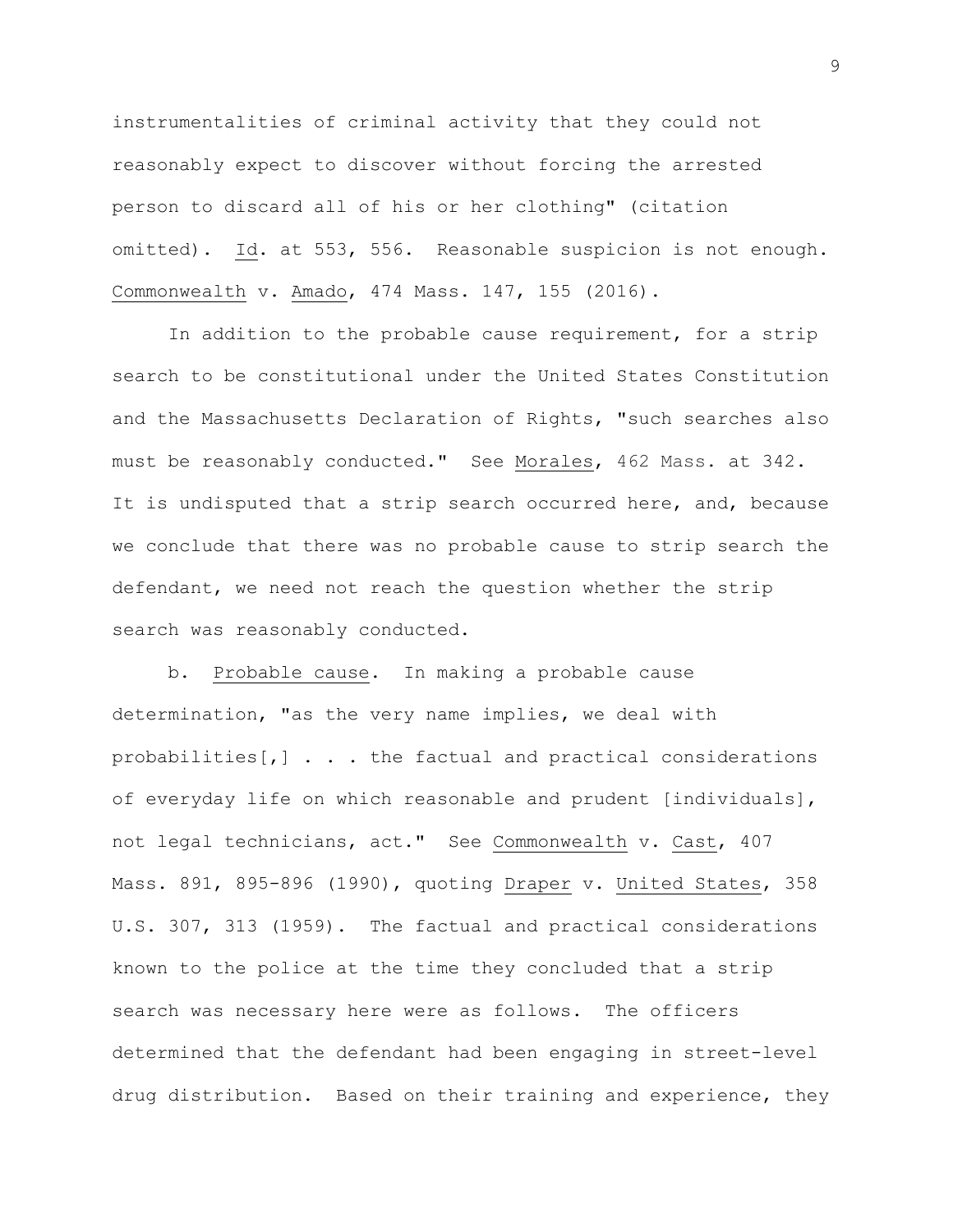instrumentalities of criminal activity that they could not reasonably expect to discover without forcing the arrested person to discard all of his or her clothing" (citation omitted). Id. at 553, 556. Reasonable suspicion is not enough. Commonwealth v. Amado, 474 Mass. 147, 155 (2016).

In addition to the probable cause requirement, for a strip search to be constitutional under the United States Constitution and the Massachusetts Declaration of Rights, "such searches also must be reasonably conducted." See Morales, 462 Mass. at 342. It is undisputed that a strip search occurred here, and, because we conclude that there was no probable cause to strip search the defendant, we need not reach the question whether the strip search was reasonably conducted.

b. Probable cause. In making a probable cause determination, "as the very name implies, we deal with probabilities[,] . . . the factual and practical considerations of everyday life on which reasonable and prudent [individuals], not legal technicians, act." See Commonwealth v. Cast, 407 Mass. 891, 895-896 (1990), quoting Draper v. United States, 358 U.S. 307, 313 (1959). The factual and practical considerations known to the police at the time they concluded that a strip search was necessary here were as follows. The officers determined that the defendant had been engaging in street-level drug distribution. Based on their training and experience, they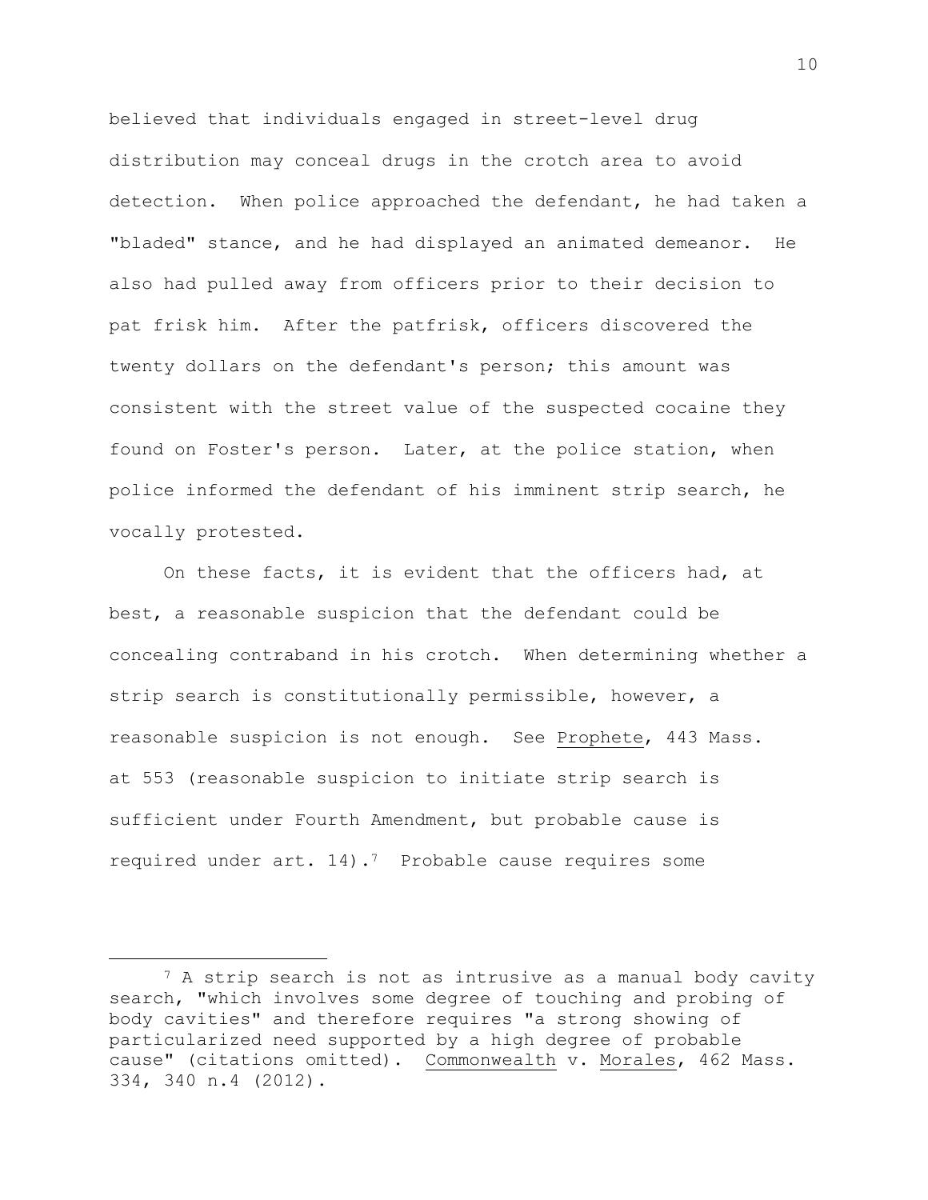believed that individuals engaged in street-level drug distribution may conceal drugs in the crotch area to avoid detection. When police approached the defendant, he had taken a "bladed" stance, and he had displayed an animated demeanor. He also had pulled away from officers prior to their decision to pat frisk him. After the patfrisk, officers discovered the twenty dollars on the defendant's person; this amount was consistent with the street value of the suspected cocaine they found on Foster's person. Later, at the police station, when police informed the defendant of his imminent strip search, he vocally protested.

On these facts, it is evident that the officers had, at best, a reasonable suspicion that the defendant could be concealing contraband in his crotch. When determining whether a strip search is constitutionally permissible, however, a reasonable suspicion is not enough. See Prophete, 443 Mass. at 553 (reasonable suspicion to initiate strip search is sufficient under Fourth Amendment, but probable cause is required under art. 14).[7] Probable cause requires some

---

[7] A strip search is not as intrusive as a manual body cavity search, "which involves some degree of touching and probing of body cavities" and therefore requires "a strong showing of particularized need supported by a high degree of probable cause" (citations omitted). Commonwealth v. Morales, 462 Mass. 334, 340 n.4 (2012).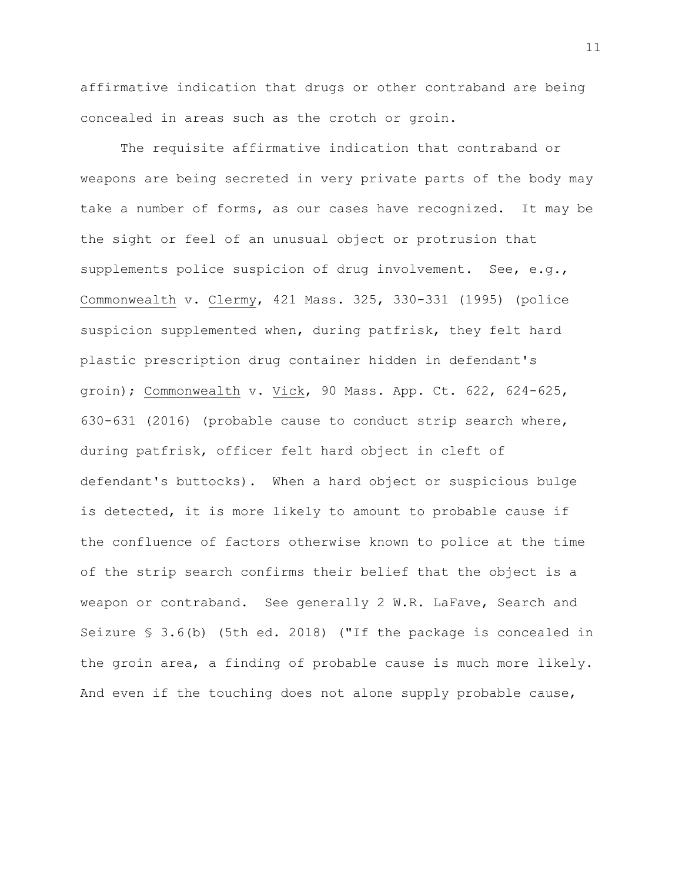affirmative indication that drugs or other contraband are being concealed in areas such as the crotch or groin.

The requisite affirmative indication that contraband or weapons are being secreted in very private parts of the body may take a number of forms, as our cases have recognized. It may be the sight or feel of an unusual object or protrusion that supplements police suspicion of drug involvement. See, e.g., Commonwealth v. Clermy, 421 Mass. 325, 330-331 (1995) (police suspicion supplemented when, during patfrisk, they felt hard plastic prescription drug container hidden in defendant's groin); Commonwealth v. Vick, 90 Mass. App. Ct. 622, 624-625, 630-631 (2016) (probable cause to conduct strip search where, during patfrisk, officer felt hard object in cleft of defendant's buttocks). When a hard object or suspicious bulge is detected, it is more likely to amount to probable cause if the confluence of factors otherwise known to police at the time of the strip search confirms their belief that the object is a weapon or contraband. See generally 2 W.R. LaFave, Search and Seizure § 3.6(b) (5th ed. 2018) ("If the package is concealed in the groin area, a finding of probable cause is much more likely. And even if the touching does not alone supply probable cause,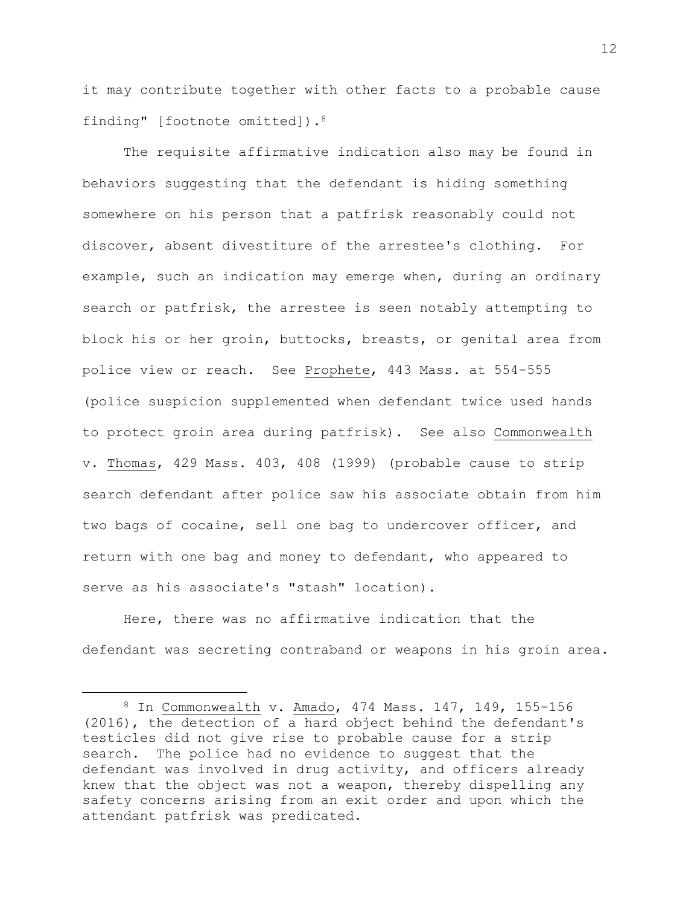it may contribute together with other facts to a probable cause finding" [footnote omitted]).[8]

The requisite affirmative indication also may be found in behaviors suggesting that the defendant is hiding something somewhere on his person that a patfrisk reasonably could not discover, absent divestiture of the arrestee's clothing. For example, such an indication may emerge when, during an ordinary search or patfrisk, the arrestee is seen notably attempting to block his or her groin, buttocks, breasts, or genital area from police view or reach. See Prophete, 443 Mass. at 554-555 (police suspicion supplemented when defendant twice used hands to protect groin area during patfrisk). See also Commonwealth v. Thomas, 429 Mass. 403, 408 (1999) (probable cause to strip search defendant after police saw his associate obtain from him two bags of cocaine, sell one bag to undercover officer, and return with one bag and money to defendant, who appeared to serve as his associate's "stash" location).

Here, there was no affirmative indication that the defendant was secreting contraband or weapons in his groin area.

---

[8] In Commonwealth v. Amado, 474 Mass. 147, 149, 155-156 (2016), the detection of a hard object behind the defendant's testicles did not give rise to probable cause for a strip search. The police had no evidence to suggest that the defendant was involved in drug activity, and officers already knew that the object was not a weapon, thereby dispelling any safety concerns arising from an exit order and upon which the attendant patfrisk was predicated.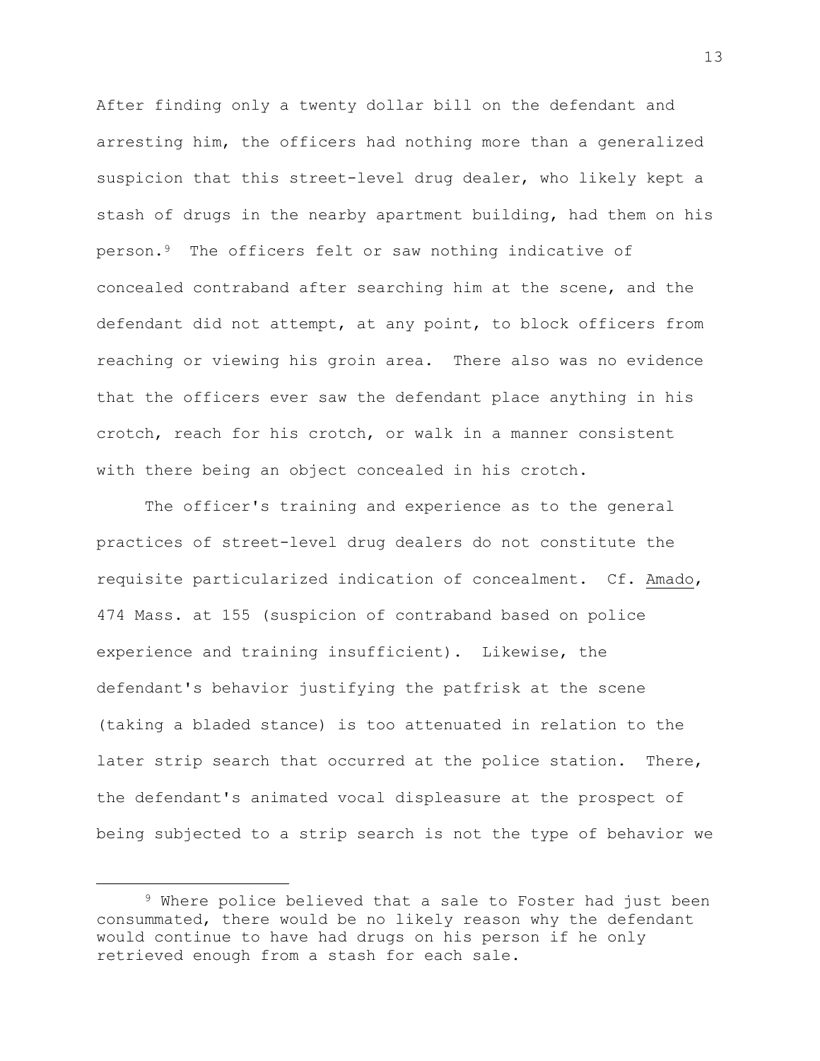After finding only a twenty dollar bill on the defendant and arresting him, the officers had nothing more than a generalized suspicion that this street-level drug dealer, who likely kept a stash of drugs in the nearby apartment building, had them on his person.[9] The officers felt or saw nothing indicative of concealed contraband after searching him at the scene, and the defendant did not attempt, at any point, to block officers from reaching or viewing his groin area. There also was no evidence that the officers ever saw the defendant place anything in his crotch, reach for his crotch, or walk in a manner consistent with there being an object concealed in his crotch.

The officer's training and experience as to the general practices of street-level drug dealers do not constitute the requisite particularized indication of concealment. Cf. Amado, 474 Mass. at 155 (suspicion of contraband based on police experience and training insufficient). Likewise, the defendant's behavior justifying the patfrisk at the scene (taking a bladed stance) is too attenuated in relation to the later strip search that occurred at the police station. There, the defendant's animated vocal displeasure at the prospect of being subjected to a strip search is not the type of behavior we

---

[9] Where police believed that a sale to Foster had just been consummated, there would be no likely reason why the defendant would continue to have had drugs on his person if he only retrieved enough from a stash for each sale.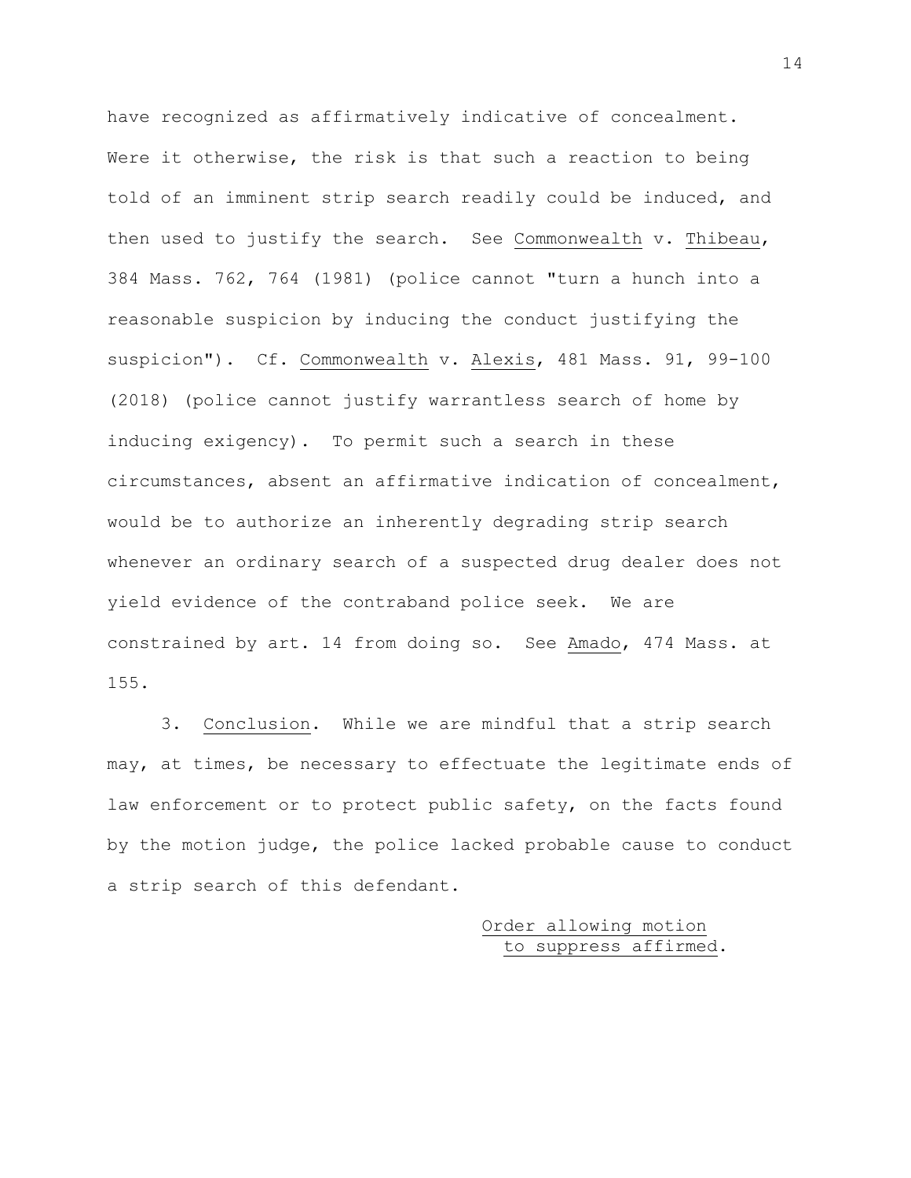have recognized as affirmatively indicative of concealment. Were it otherwise, the risk is that such a reaction to being told of an imminent strip search readily could be induced, and then used to justify the search. See Commonwealth v. Thibeau, 384 Mass. 762, 764 (1981) (police cannot "turn a hunch into a reasonable suspicion by inducing the conduct justifying the suspicion"). Cf. Commonwealth v. Alexis, 481 Mass. 91, 99-100 (2018) (police cannot justify warrantless search of home by inducing exigency). To permit such a search in these circumstances, absent an affirmative indication of concealment, would be to authorize an inherently degrading strip search whenever an ordinary search of a suspected drug dealer does not yield evidence of the contraband police seek. We are constrained by art. 14 from doing so. See Amado, 474 Mass. at 155.

3. Conclusion. While we are mindful that a strip search may, at times, be necessary to effectuate the legitimate ends of law enforcement or to protect public safety, on the facts found by the motion judge, the police lacked probable cause to conduct a strip search of this defendant.

Order allowing motion to suppress affirmed.